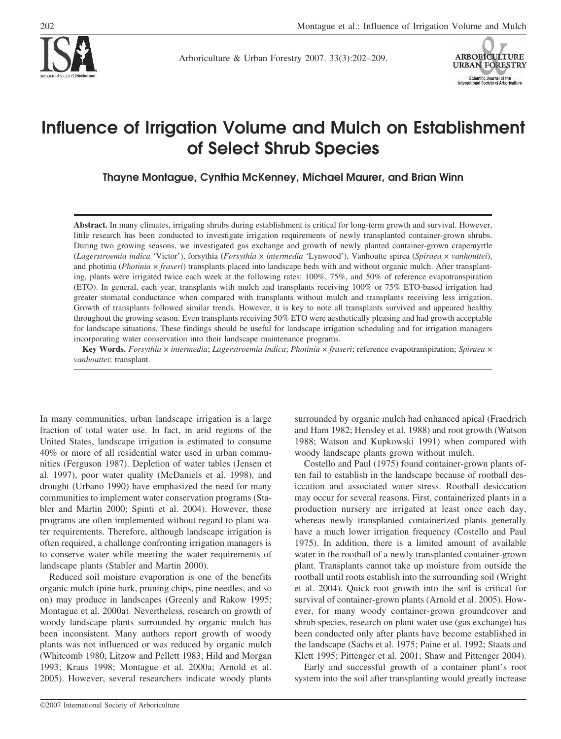# Influence of Irrigation Volume and Mulch on Establishment of Select Shrub Species

**Thayne Montague, Cynthia McKenney, Michael Maurer, and Brian Winn**

**Abstract.** In many climates, irrigating shrubs during establishment is critical for long-term growth and survival. However, little research has been conducted to investigate irrigation requirements of newly transplanted container-grown shrubs. During two growing seasons, we investigated gas exchange and growth of newly planted container-grown crapemyrtle (*Lagerstroemia indica* 'Victor'), forsythia (*Forsythia* × *intermedia* 'Lynwood'), Vanhoutte spirea (*Spiraea* × *vanhouttei*), and photinia (*Photinia* × *fraseri*) transplants placed into landscape beds with and without organic mulch. After transplanting, plants were irrigated twice each week at the following rates: 100%, 75%, and 50% of reference evapotranspiration (ETO). In general, each year, transplants with mulch and transplants receiving 100% or 75% ETO-based irrigation had greater stomatal conductance when compared with transplants without mulch and transplants receiving less irrigation. Growth of transplants followed similar trends. However, it is key to note all transplants survived and appeared healthy throughout the growing season. Even transplants receiving 50% ETO were aesthetically pleasing and had growth acceptable for landscape situations. These findings should be useful for landscape irrigation scheduling and for irrigation managers incorporating water conservation into their landscape maintenance programs.

**Key Words.** *Forsythia* × *intermedia*; *Lagerstroemia indica*; *Photinia* × *fraseri*; reference evapotranspiration; *Spiraea* × *vanhouttei*; transplant.

In many communities, urban landscape irrigation is a large fraction of total water use. In fact, in arid regions of the United States, landscape irrigation is estimated to consume 40% or more of all residential water used in urban communities (Ferguson 1987). Depletion of water tables (Jensen et al. 1997), poor water quality (McDaniels et al. 1998), and drought (Urbano 1990) have emphasized the need for many communities to implement water conservation programs (Stabler and Martin 2000; Spinti et al. 2004). However, these programs are often implemented without regard to plant water requirements. Therefore, although landscape irrigation is often required, a challenge confronting irrigation managers is to conserve water while meeting the water requirements of landscape plants (Stabler and Martin 2000).

Reduced soil moisture evaporation is one of the benefits organic mulch (pine bark, pruning chips, pine needles, and so on) may produce in landscapes (Greenly and Rakow 1995; Montague et al. 2000a). Nevertheless, research on growth of woody landscape plants surrounded by organic mulch has been inconsistent. Many authors report growth of woody plants was not influenced or was reduced by organic mulch (Whitcomb 1980; Litzow and Pellett 1983; Hild and Morgan 1993; Kraus 1998; Montague et al. 2000a; Arnold et al. 2005). However, several researchers indicate woody plants surrounded by organic mulch had enhanced apical (Fraedrich and Ham 1982; Hensley et al. 1988) and root growth (Watson 1988; Watson and Kupkowski 1991) when compared with woody landscape plants grown without mulch.

Costello and Paul (1975) found container-grown plants often fail to establish in the landscape because of rootball desiccation and associated water stress. Rootball desiccation may occur for several reasons. First, containerized plants in a production nursery are irrigated at least once each day, whereas newly transplanted containerized plants generally have a much lower irrigation frequency (Costello and Paul 1975). In addition, there is a limited amount of available water in the rootball of a newly transplanted container-grown plant. Transplants cannot take up moisture from outside the rootball until roots establish into the surrounding soil (Wright et al. 2004). Quick root growth into the soil is critical for survival of container-grown plants (Arnold et al. 2005). However, for many woody container-grown groundcover and shrub species, research on plant water use (gas exchange) has been conducted only after plants have become established in the landscape (Sachs et al. 1975; Paine et al. 1992; Staats and Klett 1995; Pittenger et al. 2001; Shaw and Pittenger 2004).

Early and successful growth of a container plant's root system into the soil after transplanting would greatly increase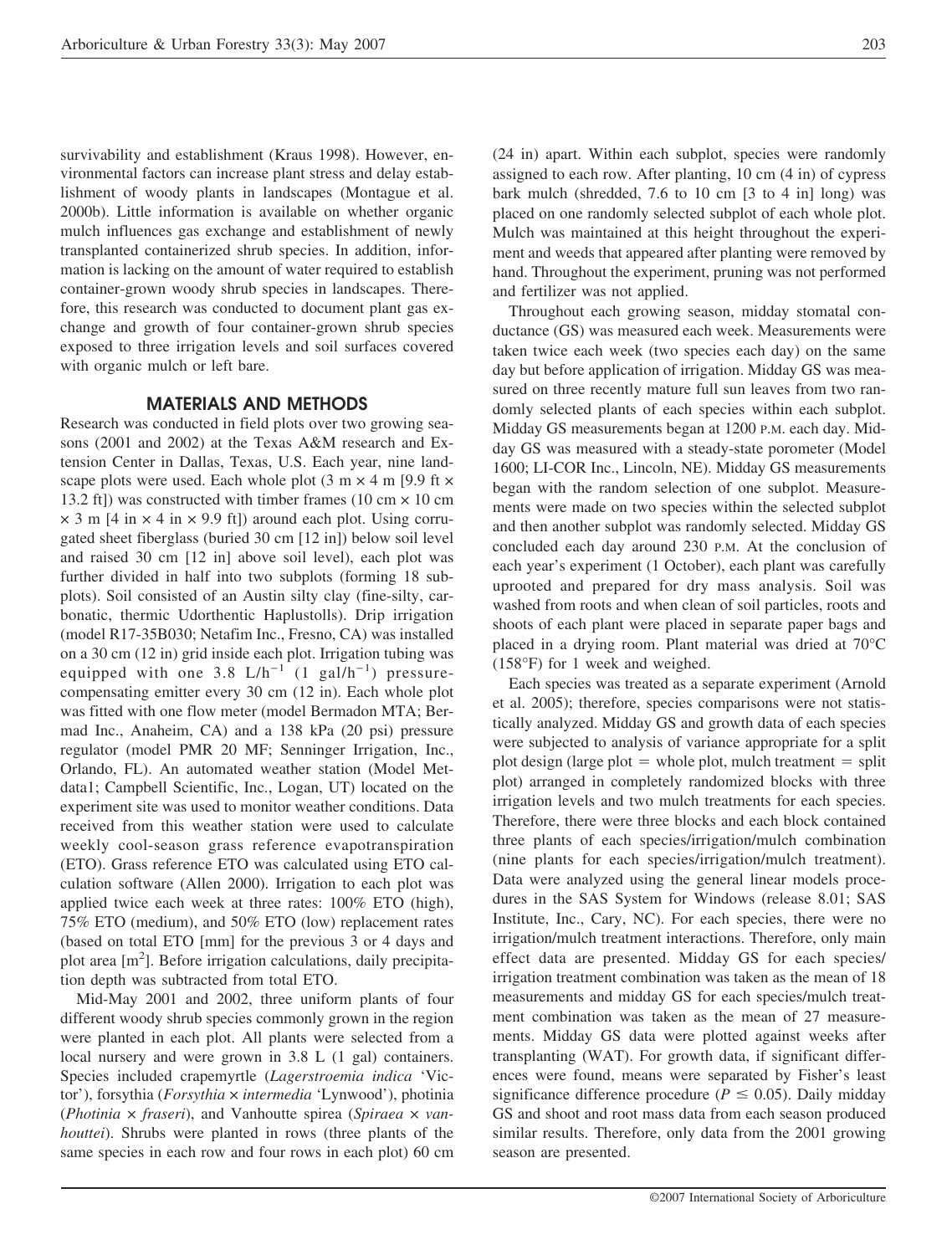survivability and establishment (Kraus 1998). However, environmental factors can increase plant stress and delay establishment of woody plants in landscapes (Montague et al. 2000b). Little information is available on whether organic mulch influences gas exchange and establishment of newly transplanted containerized shrub species. In addition, information is lacking on the amount of water required to establish container-grown woody shrub species in landscapes. Therefore, this research was conducted to document plant gas exchange and growth of four container-grown shrub species exposed to three irrigation levels and soil surfaces covered with organic mulch or left bare.

## MATERIALS AND METHODS

Research was conducted in field plots over two growing seasons (2001 and 2002) at the Texas A&M research and Extension Center in Dallas, Texas, U.S. Each year, nine landscape plots were used. Each whole plot (3 m × 4 m [9.9 ft × 13.2 ft]) was constructed with timber frames (10 cm × 10 cm × 3 m [4 in × 4 in × 9.9 ft]) around each plot. Using corrugated sheet fiberglass (buried 30 cm [12 in]) below soil level and raised 30 cm [12 in] above soil level), each plot was further divided in half into two subplots (forming 18 subplots). Soil consisted of an Austin silty clay (fine-silty, carbonatic, thermic Udorthentic Haplustolls). Drip irrigation (model R17-35B030; Netafim Inc., Fresno, CA) was installed on a 30 cm (12 in) grid inside each plot. Irrigation tubing was equipped with one 3.8 $L/h^{-1}$ (1 $gal/h^{-1}$) pressure-compensating emitter every 30 cm (12 in). Each whole plot was fitted with one flow meter (model Bermadon MTA; Bermad Inc., Anaheim, CA) and a 138 kPa (20 psi) pressure regulator (model PMR 20 MF; Senninger Irrigation, Inc., Orlando, FL). An automated weather station (Model Metdata1; Campbell Scientific, Inc., Logan, UT) located on the experiment site was used to monitor weather conditions. Data received from this weather station were used to calculate weekly cool-season grass reference evapotranspiration (ETO). Grass reference ETO was calculated using ETO calculation software (Allen 2000). Irrigation to each plot was applied twice each week at three rates: 100% ETO (high), 75% ETO (medium), and 50% ETO (low) replacement rates (based on total ETO [mm] for the previous 3 or 4 days and plot area [$m^2$]. Before irrigation calculations, daily precipitation depth was subtracted from total ETO.

Mid-May 2001 and 2002, three uniform plants of four different woody shrub species commonly grown in the region were planted in each plot. All plants were selected from a local nursery and were grown in 3.8 L (1 gal) containers. Species included crapemyrtle (*Lagerstroemia indica* 'Victor'), forsythia (*Forsythia* × *intermedia* 'Lynwood'), photinia (*Photinia* × *fraseri*), and Vanhoutte spirea (*Spiraea* × *vanhouttei*). Shrubs were planted in rows (three plants of the same species in each row and four rows in each plot) 60 cm (24 in) apart. Within each subplot, species were randomly assigned to each row. After planting, 10 cm (4 in) of cypress bark mulch (shredded, 7.6 to 10 cm [3 to 4 in] long) was placed on one randomly selected subplot of each whole plot. Mulch was maintained at this height throughout the experiment and weeds that appeared after planting were removed by hand. Throughout the experiment, pruning was not performed and fertilizer was not applied.

Throughout each growing season, midday stomatal conductance (GS) was measured each week. Measurements were taken twice each week (two species each day) on the same day but before application of irrigation. Midday GS was measured on three recently mature full sun leaves from two randomly selected plants of each species within each subplot. Midday GS measurements began at 1200 P.M. each day. Midday GS was measured with a steady-state porometer (Model 1600; LI-COR Inc., Lincoln, NE). Midday GS measurements began with the random selection of one subplot. Measurements were made on two species within the selected subplot and then another subplot was randomly selected. Midday GS concluded each day around 230 P.M. At the conclusion of each year's experiment (1 October), each plant was carefully uprooted and prepared for dry mass analysis. Soil was washed from roots and when clean of soil particles, roots and shoots of each plant were placed in separate paper bags and placed in a drying room. Plant material was dried at 70°C (158°F) for 1 week and weighed.

Each species was treated as a separate experiment (Arnold et al. 2005); therefore, species comparisons were not statistically analyzed. Midday GS and growth data of each species were subjected to analysis of variance appropriate for a split plot design (large plot = whole plot, mulch treatment = split plot) arranged in completely randomized blocks with three irrigation levels and two mulch treatments for each species. Therefore, there were three blocks and each block contained three plants of each species/irrigation/mulch combination (nine plants for each species/irrigation/mulch treatment). Data were analyzed using the general linear models procedures in the SAS System for Windows (release 8.01; SAS Institute, Inc., Cary, NC). For each species, there were no irrigation/mulch treatment interactions. Therefore, only main effect data are presented. Midday GS for each species/irrigation treatment combination was taken as the mean of 18 measurements and midday GS for each species/mulch treatment combination was taken as the mean of 27 measurements. Midday GS data were plotted against weeks after transplanting (WAT). For growth data, if significant differences were found, means were separated by Fisher's least significance difference procedure ($P \leq 0.05$). Daily midday GS and shoot and root mass data from each season produced similar results. Therefore, only data from the 2001 growing season are presented.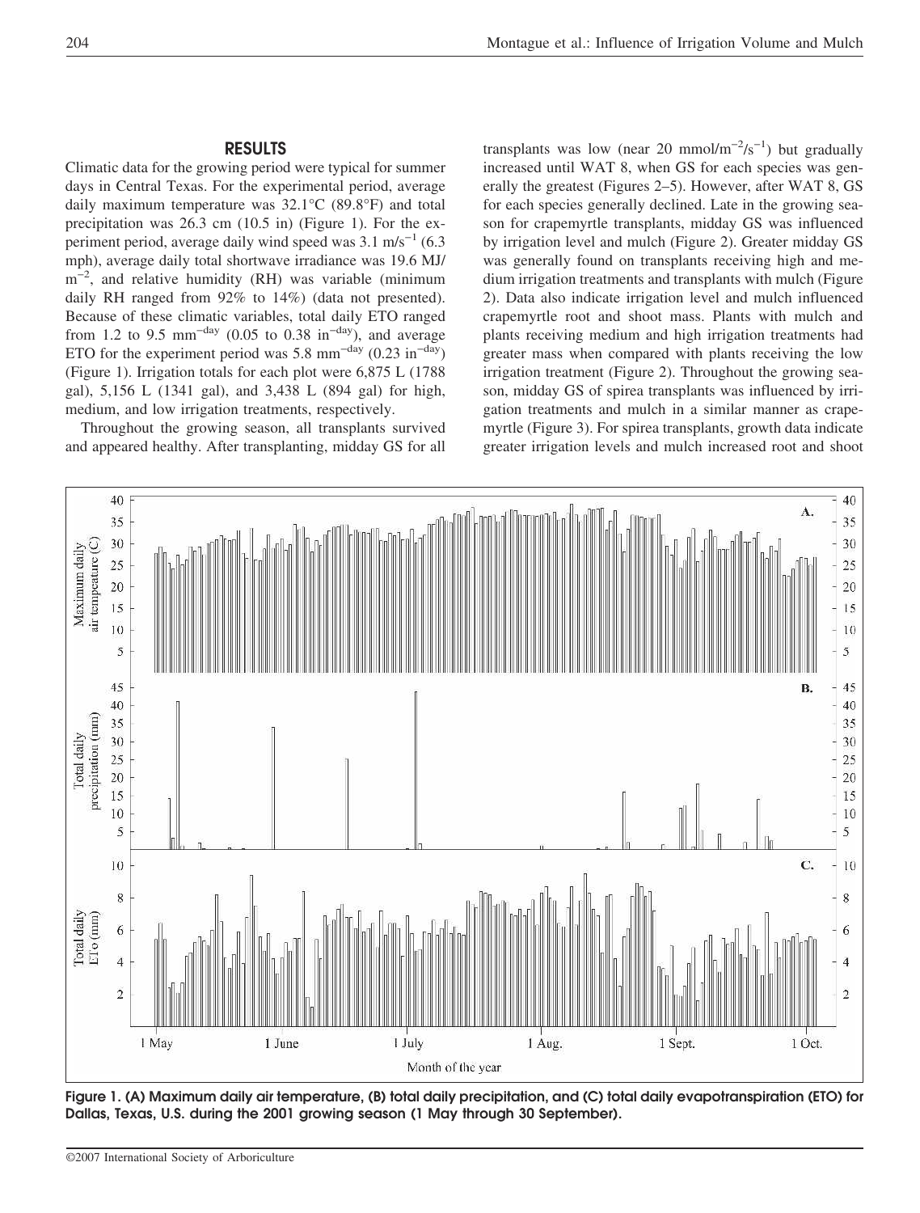## RESULTS

Climatic data for the growing period were typical for summer days in Central Texas. For the experimental period, average daily maximum temperature was 32.1°C (89.8°F) and total precipitation was 26.3 cm (10.5 in) (Figure 1). For the experiment period, average daily wind speed was 3.1 $m/s^{-1}$ (6.3 mph), average daily total shortwave irradiance was 19.6 MJ/$m^{-2}$, and relative humidity (RH) was variable (minimum daily RH ranged from 92% to 14%) (data not presented). Because of these climatic variables, total daily ETO ranged from 1.2 to 9.5 $mm^{-day}$ (0.05 to 0.38 $in^{-day}$), and average ETO for the experiment period was 5.8 $mm^{-day}$ (0.23 $in^{-day}$) (Figure 1). Irrigation totals for each plot were 6,875 L (1788 gal), 5,156 L (1341 gal), and 3,438 L (894 gal) for high, medium, and low irrigation treatments, respectively.

Throughout the growing season, all transplants survived and appeared healthy. After transplanting, midday GS for all transplants was low (near 20 $mmol/m^{-2}/s^{-1}$) but gradually increased until WAT 8, when GS for each species was generally the greatest (Figures 2–5). However, after WAT 8, GS for each species generally declined. Late in the growing season for crapemyrtle transplants, midday GS was influenced by irrigation level and mulch (Figure 2). Greater midday GS was generally found on transplants receiving high and medium irrigation treatments and transplants with mulch (Figure 2). Data also indicate irrigation level and mulch influenced crapemyrtle root and shoot mass. Plants with mulch and plants receiving medium and high irrigation treatments had greater mass when compared with plants receiving the low irrigation treatment (Figure 2). Throughout the growing season, midday GS of spirea transplants was influenced by irrigation treatments and mulch in a similar manner as crapemyrtle (Figure 3). For spirea transplants, growth data indicate greater irrigation levels and mulch increased root and shoot

**Figure 1. (A) Maximum daily air temperature, (B) total daily precipitation, and (C) total daily evapotranspiration (ETO) for Dallas, Texas, U.S. during the 2001 growing season (1 May through 30 September).**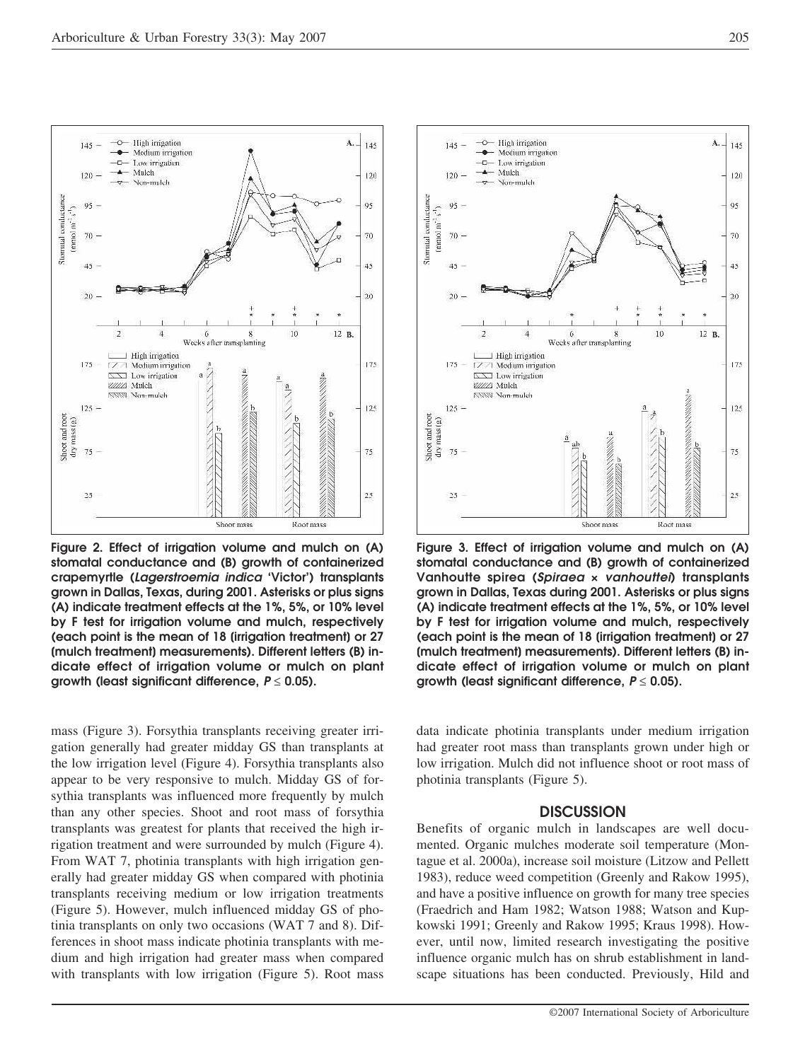Figure 2. Effect of irrigation volume and mulch on (A) stomatal conductance and (B) growth of containerized crapemyrtle (*Lagerstroemia indica* 'Victor') transplants grown in Dallas, Texas, during 2001. Asterisks or plus signs (A) indicate treatment effects at the 1%, 5%, or 10% level by F test for irrigation volume and mulch, respectively (each point is the mean of 18 (irrigation treatment) or 27 (mulch treatment) measurements). Different letters (B) indicate effect of irrigation volume or mulch on plant growth (least significant difference, $P \leq 0.05$).

Figure 3. Effect of irrigation volume and mulch on (A) stomatal conductance and (B) growth of containerized Vanhoutte spirea (*Spiraea × vanhouttei*) transplants grown in Dallas, Texas during 2001. Asterisks or plus signs (A) indicate treatment effects at the 1%, 5%, or 10% level by F test for irrigation volume and mulch, respectively (each point is the mean of 18 (irrigation treatment) or 27 (mulch treatment) measurements). Different letters (B) indicate effect of irrigation volume or mulch on plant growth (least significant difference, $P \leq 0.05$).

mass (Figure 3). Forsythia transplants receiving greater irrigation generally had greater midday GS than transplants at the low irrigation level (Figure 4). Forsythia transplants also appear to be very responsive to mulch. Midday GS of forsythia transplants was influenced more frequently by mulch than any other species. Shoot and root mass of forsythia transplants was greatest for plants that received the high irrigation treatment and were surrounded by mulch (Figure 4). From WAT 7, photinia transplants with high irrigation generally had greater midday GS when compared with photinia transplants receiving medium or low irrigation treatments (Figure 5). However, mulch influenced midday GS of photinia transplants on only two occasions (WAT 7 and 8). Differences in shoot mass indicate photinia transplants with medium and high irrigation had greater mass when compared with transplants with low irrigation (Figure 5). Root mass data indicate photinia transplants under medium irrigation had greater root mass than transplants grown under high or low irrigation. Mulch did not influence shoot or root mass of photinia transplants (Figure 5).

## DISCUSSION

Benefits of organic mulch in landscapes are well documented. Organic mulches moderate soil temperature (Montague et al. 2000a), increase soil moisture (Litzow and Pellett 1983), reduce weed competition (Greenly and Rakow 1995), and have a positive influence on growth for many tree species (Fraedrich and Ham 1982; Watson 1988; Watson and Kupkowski 1991; Greenly and Rakow 1995; Kraus 1998). However, until now, limited research investigating the positive influence organic mulch has on shrub establishment in landscape situations has been conducted. Previously, Hild and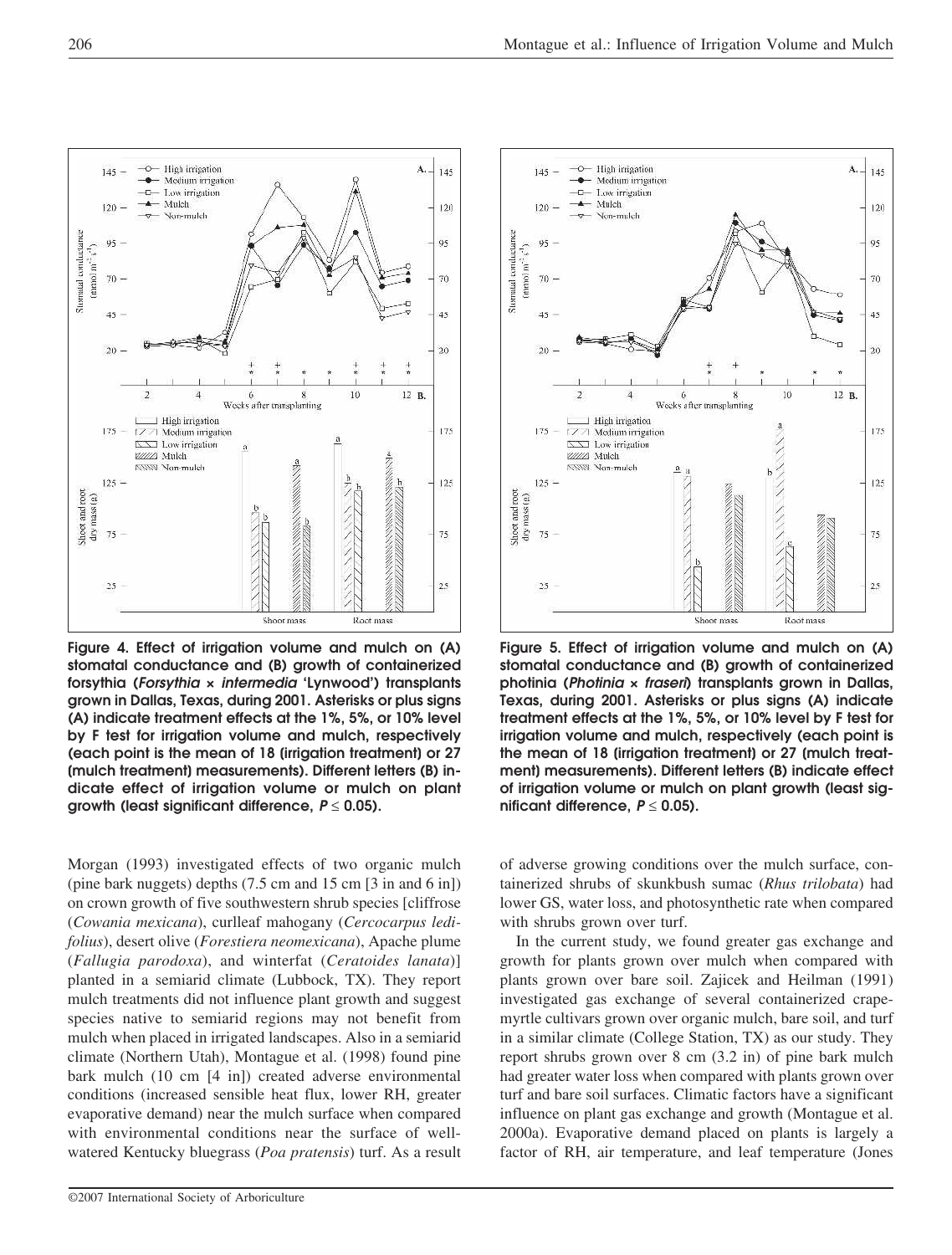Figure 4. Effect of irrigation volume and mulch on (A) stomatal conductance and (B) growth of containerized forsythia (*Forsythia* × *intermedia* 'Lynwood') transplants grown in Dallas, Texas, during 2001. Asterisks or plus signs (A) indicate treatment effects at the 1%, 5%, or 10% level by F test for irrigation volume and mulch, respectively (each point is the mean of 18 (irrigation treatment) or 27 (mulch treatment) measurements). Different letters (B) indicate effect of irrigation volume or mulch on plant growth (least significant difference, $P \leq 0.05$).

Figure 5. Effect of irrigation volume and mulch on (A) stomatal conductance and (B) growth of containerized photinia (*Photinia* × *fraseri*) transplants grown in Dallas, Texas, during 2001. Asterisks or plus signs (A) indicate treatment effects at the 1%, 5%, or 10% level by F test for irrigation volume and mulch, respectively (each point is the mean of 18 (irrigation treatment) or 27 (mulch treatment) measurements). Different letters (B) indicate effect of irrigation volume or mulch on plant growth (least significant difference, $P \leq 0.05$).

Morgan (1993) investigated effects of two organic mulch (pine bark nuggets) depths (7.5 cm and 15 cm [3 in and 6 in]) on crown growth of five southwestern shrub species [cliffrose (*Cowania mexicana*), curlleaf mahogany (*Cercocarpus ledifolius*), desert olive (*Forestiera neomexicana*), Apache plume (*Fallugia parodoxa*), and winterfat (*Ceratoides lanata*)] planted in a semiarid climate (Lubbock, TX). They report mulch treatments did not influence plant growth and suggest species native to semiarid regions may not benefit from mulch when placed in irrigated landscapes. Also in a semiarid climate (Northern Utah), Montague et al. (1998) found pine bark mulch (10 cm [4 in]) created adverse environmental conditions (increased sensible heat flux, lower RH, greater evaporative demand) near the mulch surface when compared with environmental conditions near the surface of well-watered Kentucky bluegrass (*Poa pratensis*) turf. As a result of adverse growing conditions over the mulch surface, containerized shrubs of skunkbush sumac (*Rhus trilobata*) had lower GS, water loss, and photosynthetic rate when compared with shrubs grown over turf.

In the current study, we found greater gas exchange and growth for plants grown over mulch when compared with plants grown over bare soil. Zajicek and Heilman (1991) investigated gas exchange of several containerized crapemyrtle cultivars grown over organic mulch, bare soil, and turf in a similar climate (College Station, TX) as our study. They report shrubs grown over 8 cm (3.2 in) of pine bark mulch had greater water loss when compared with plants grown over turf and bare soil surfaces. Climatic factors have a significant influence on plant gas exchange and growth (Montague et al. 2000a). Evaporative demand placed on plants is largely a factor of RH, air temperature, and leaf temperature (Jones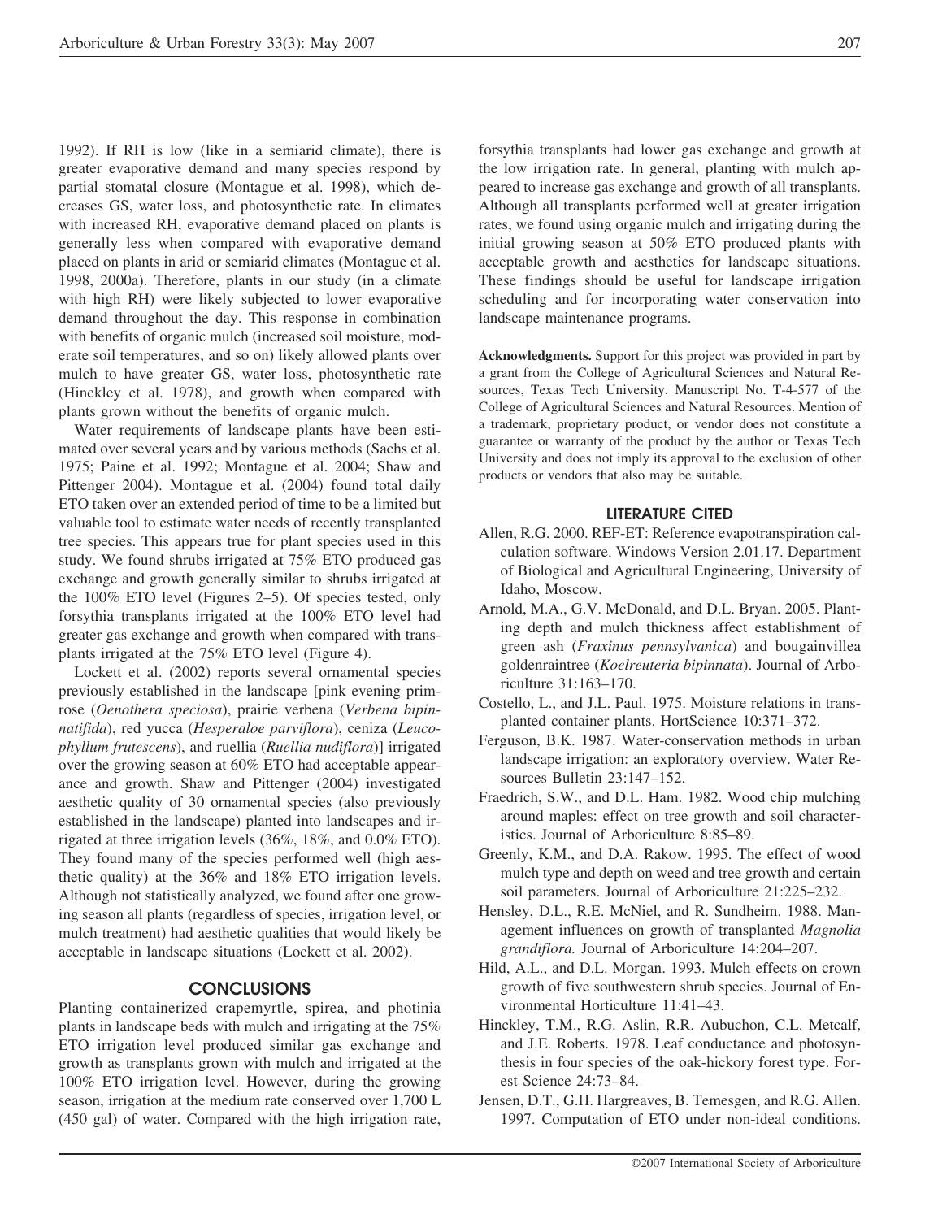1992). If RH is low (like in a semiarid climate), there is greater evaporative demand and many species respond by partial stomatal closure (Montague et al. 1998), which decreases GS, water loss, and photosynthetic rate. In climates with increased RH, evaporative demand placed on plants is generally less when compared with evaporative demand placed on plants in arid or semiarid climates (Montague et al. 1998, 2000a). Therefore, plants in our study (in a climate with high RH) were likely subjected to lower evaporative demand throughout the day. This response in combination with benefits of organic mulch (increased soil moisture, moderate soil temperatures, and so on) likely allowed plants over mulch to have greater GS, water loss, photosynthetic rate (Hinckley et al. 1978), and growth when compared with plants grown without the benefits of organic mulch.

Water requirements of landscape plants have been estimated over several years and by various methods (Sachs et al. 1975; Paine et al. 1992; Montague et al. 2004; Shaw and Pittenger 2004). Montague et al. (2004) found total daily ETO taken over an extended period of time to be a limited but valuable tool to estimate water needs of recently transplanted tree species. This appears true for plant species used in this study. We found shrubs irrigated at 75% ETO produced gas exchange and growth generally similar to shrubs irrigated at the 100% ETO level (Figures 2–5). Of species tested, only forsythia transplants irrigated at the 100% ETO level had greater gas exchange and growth when compared with transplants irrigated at the 75% ETO level (Figure 4).

Lockett et al. (2002) reports several ornamental species previously established in the landscape [pink evening primrose (*Oenothera speciosa*), prairie verbena (*Verbena bipinnatifida*), red yucca (*Hesperaloe parviflora*), ceniza (*Leucophyllum frutescens*), and ruellia (*Ruellia nudiflora*)] irrigated over the growing season at 60% ETO had acceptable appearance and growth. Shaw and Pittenger (2004) investigated aesthetic quality of 30 ornamental species (also previously established in the landscape) planted into landscapes and irrigated at three irrigation levels (36%, 18%, and 0.0% ETO). They found many of the species performed well (high aesthetic quality) at the 36% and 18% ETO irrigation levels. Although not statistically analyzed, we found after one growing season all plants (regardless of species, irrigation level, or mulch treatment) had aesthetic qualities that would likely be acceptable in landscape situations (Lockett et al. 2002).

## CONCLUSIONS

Planting containerized crapemyrtle, spirea, and photinia plants in landscape beds with mulch and irrigating at the 75% ETO irrigation level produced similar gas exchange and growth as transplants grown with mulch and irrigated at the 100% ETO irrigation level. However, during the growing season, irrigation at the medium rate conserved over 1,700 L (450 gal) of water. Compared with the high irrigation rate, forsythia transplants had lower gas exchange and growth at the low irrigation rate. In general, planting with mulch appeared to increase gas exchange and growth of all transplants. Although all transplants performed well at greater irrigation rates, we found using organic mulch and irrigating during the initial growing season at 50% ETO produced plants with acceptable growth and aesthetics for landscape situations. These findings should be useful for landscape irrigation scheduling and for incorporating water conservation into landscape maintenance programs.

**Acknowledgments.** Support for this project was provided in part by a grant from the College of Agricultural Sciences and Natural Resources, Texas Tech University. Manuscript No. T-4-577 of the College of Agricultural Sciences and Natural Resources. Mention of a trademark, proprietary product, or vendor does not constitute a guarantee or warranty of the product by the author or Texas Tech University and does not imply its approval to the exclusion of other products or vendors that also may be suitable.

## LITERATURE CITED

Allen, R.G. 2000. REF-ET: Reference evapotranspiration calculation software. Windows Version 2.01.17. Department of Biological and Agricultural Engineering, University of Idaho, Moscow.

Arnold, M.A., G.V. McDonald, and D.L. Bryan. 2005. Planting depth and mulch thickness affect establishment of green ash (*Fraxinus pennsylvanica*) and bougainvillea goldenraintree (*Koelreuteria bipinnata*). Journal of Arboriculture 31:163–170.

Costello, L., and J.L. Paul. 1975. Moisture relations in transplanted container plants. HortScience 10:371–372.

Ferguson, B.K. 1987. Water-conservation methods in urban landscape irrigation: an exploratory overview. Water Resources Bulletin 23:147–152.

Fraedrich, S.W., and D.L. Ham. 1982. Wood chip mulching around maples: effect on tree growth and soil characteristics. Journal of Arboriculture 8:85–89.

Greenly, K.M., and D.A. Rakow. 1995. The effect of wood mulch type and depth on weed and tree growth and certain soil parameters. Journal of Arboriculture 21:225–232.

Hensley, D.L., R.E. McNiel, and R. Sundheim. 1988. Management influences on growth of transplanted *Magnolia grandiflora.* Journal of Arboriculture 14:204–207.

Hild, A.L., and D.L. Morgan. 1993. Mulch effects on crown growth of five southwestern shrub species. Journal of Environmental Horticulture 11:41–43.

Hinckley, T.M., R.G. Aslin, R.R. Aubuchon, C.L. Metcalf, and J.E. Roberts. 1978. Leaf conductance and photosynthesis in four species of the oak-hickory forest type. Forest Science 24:73–84.

Jensen, D.T., G.H. Hargreaves, B. Temesgen, and R.G. Allen. 1997. Computation of ETO under non-ideal conditions.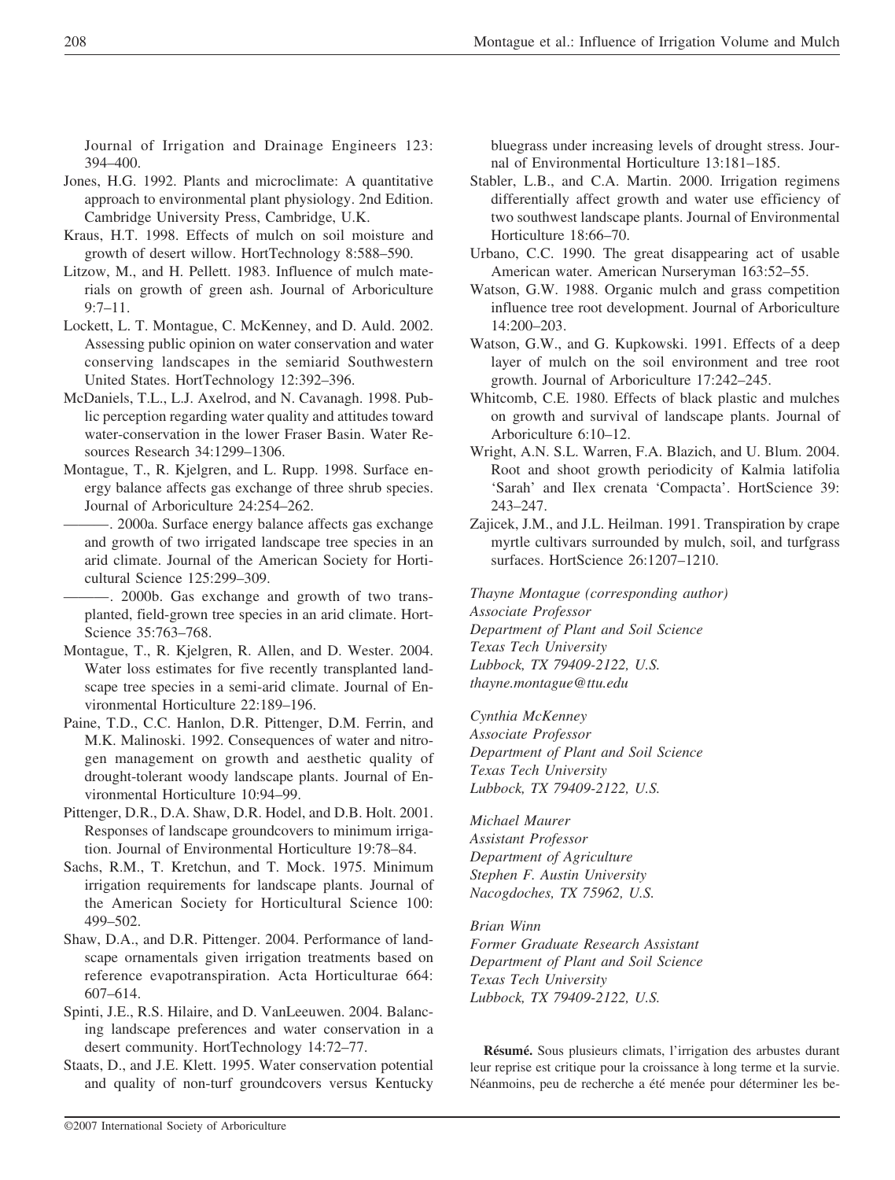Journal of Irrigation and Drainage Engineers 123: 394–400.

Jones, H.G. 1992. Plants and microclimate: A quantitative approach to environmental plant physiology. 2nd Edition. Cambridge University Press, Cambridge, U.K.

Kraus, H.T. 1998. Effects of mulch on soil moisture and growth of desert willow. HortTechnology 8:588–590.

Litzow, M., and H. Pellett. 1983. Influence of mulch materials on growth of green ash. Journal of Arboriculture 9:7–11.

Lockett, L. T. Montague, C. McKenney, and D. Auld. 2002. Assessing public opinion on water conservation and water conserving landscapes in the semiarid Southwestern United States. HortTechnology 12:392–396.

McDaniels, T.L., L.J. Axelrod, and N. Cavanagh. 1998. Public perception regarding water quality and attitudes toward water-conservation in the lower Fraser Basin. Water Resources Research 34:1299–1306.

Montague, T., R. Kjelgren, and L. Rupp. 1998. Surface energy balance affects gas exchange of three shrub species. Journal of Arboriculture 24:254–262.

———. 2000a. Surface energy balance affects gas exchange and growth of two irrigated landscape tree species in an arid climate. Journal of the American Society for Horticultural Science 125:299–309.

———. 2000b. Gas exchange and growth of two transplanted, field-grown tree species in an arid climate. HortScience 35:763–768.

Montague, T., R. Kjelgren, R. Allen, and D. Wester. 2004. Water loss estimates for five recently transplanted landscape tree species in a semi-arid climate. Journal of Environmental Horticulture 22:189–196.

Paine, T.D., C.C. Hanlon, D.R. Pittenger, D.M. Ferrin, and M.K. Malinoski. 1992. Consequences of water and nitrogen management on growth and aesthetic quality of drought-tolerant woody landscape plants. Journal of Environmental Horticulture 10:94–99.

Pittenger, D.R., D.A. Shaw, D.R. Hodel, and D.B. Holt. 2001. Responses of landscape groundcovers to minimum irrigation. Journal of Environmental Horticulture 19:78–84.

Sachs, R.M., T. Kretchun, and T. Mock. 1975. Minimum irrigation requirements for landscape plants. Journal of the American Society for Horticultural Science 100: 499–502.

Shaw, D.A., and D.R. Pittenger. 2004. Performance of landscape ornamentals given irrigation treatments based on reference evapotranspiration. Acta Horticulturae 664: 607–614.

Spinti, J.E., R.S. Hilaire, and D. VanLeeuwen. 2004. Balancing landscape preferences and water conservation in a desert community. HortTechnology 14:72–77.

Staats, D., and J.E. Klett. 1995. Water conservation potential and quality of non-turf groundcovers versus Kentucky bluegrass under increasing levels of drought stress. Journal of Environmental Horticulture 13:181–185.

Stabler, L.B., and C.A. Martin. 2000. Irrigation regimens differentially affect growth and water use efficiency of two southwest landscape plants. Journal of Environmental Horticulture 18:66–70.

Urbano, C.C. 1990. The great disappearing act of usable American water. American Nurseryman 163:52–55.

Watson, G.W. 1988. Organic mulch and grass competition influence tree root development. Journal of Arboriculture 14:200–203.

Watson, G.W., and G. Kupkowski. 1991. Effects of a deep layer of mulch on the soil environment and tree root growth. Journal of Arboriculture 17:242–245.

Whitcomb, C.E. 1980. Effects of black plastic and mulches on growth and survival of landscape plants. Journal of Arboriculture 6:10–12.

Wright, A.N. S.L. Warren, F.A. Blazich, and U. Blum. 2004. Root and shoot growth periodicity of Kalmia latifolia 'Sarah' and Ilex crenata 'Compacta'. HortScience 39: 243–247.

Zajicek, J.M., and J.L. Heilman. 1991. Transpiration by crape myrtle cultivars surrounded by mulch, soil, and turfgrass surfaces. HortScience 26:1207–1210.

*Thayne Montague (corresponding author)*
*Associate Professor*
*Department of Plant and Soil Science*
*Texas Tech University*
*Lubbock, TX 79409-2122, U.S.*
*thayne.montague@ttu.edu*

*Cynthia McKenney*
*Associate Professor*
*Department of Plant and Soil Science*
*Texas Tech University*
*Lubbock, TX 79409-2122, U.S.*

*Michael Maurer*
*Assistant Professor*
*Department of Agriculture*
*Stephen F. Austin University*
*Nacogdoches, TX 75962, U.S.*

*Brian Winn*
*Former Graduate Research Assistant*
*Department of Plant and Soil Science*
*Texas Tech University*
*Lubbock, TX 79409-2122, U.S.*

**Résumé.** Sous plusieurs climats, l'irrigation des arbustes durant leur reprise est critique pour la croissance à long terme et la survie. Néanmoins, peu de recherche a été menée pour déterminer les be-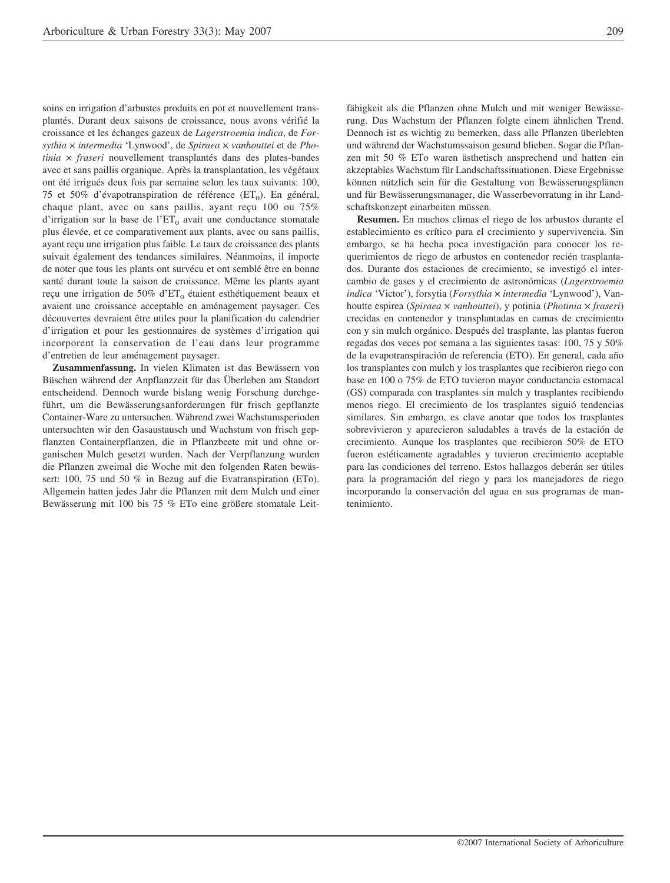soins en irrigation d'arbustes produits en pot et nouvellement transplantés. Durant deux saisons de croissance, nous avons vérifié la croissance et les échanges gazeux de *Lagerstroemia indica*, de *Forsythia* × *intermedia* 'Lynwood', de *Spiraea* × *vanhouttei* et de *Photinia* × *fraseri* nouvellement transplantés dans des plates-bandes avec et sans paillis organique. Après la transplantation, les végétaux ont été irrigués deux fois par semaine selon les taux suivants: 100, 75 et 50% d'évapotranspiration de référence ($ET_0$). En général, chaque plant, avec ou sans paillis, ayant reçu 100 ou 75% d'irrigation sur la base de l'$ET_0$ avait une conductance stomatale plus élevée, et ce comparativement aux plants, avec ou sans paillis, ayant reçu une irrigation plus faible. Le taux de croissance des plants suivait également des tendances similaires. Néanmoins, il importe de noter que tous les plants ont survécu et ont semblé être en bonne santé durant toute la saison de croissance. Même les plants ayant reçu une irrigation de 50% d'$ET_0$ étaient esthétiquement beaux et avaient une croissance acceptable en aménagement paysager. Ces découvertes devraient être utiles pour la planification du calendrier d'irrigation et pour les gestionnaires de systèmes d'irrigation qui incorporent la conservation de l'eau dans leur programme d'entretien de leur aménagement paysager.

**Zusammenfassung.** In vielen Klimaten ist das Bewässern von Büschen während der Anpflanzzeit für das Überleben am Standort entscheidend. Dennoch wurde bislang wenig Forschung durchgeführt, um die Bewässerungsanforderungen für frisch gepflanzte Container-Ware zu untersuchen. Während zwei Wachstumsperioden untersuchten wir den Gasaustausch und Wachstum von frisch gepflanzten Containerpflanzen, die in Pflanzbeete mit und ohne organischen Mulch gesetzt wurden. Nach der Verpflanzung wurden die Pflanzen zweimal die Woche mit den folgenden Raten bewässert: 100, 75 und 50 % in Bezug auf die Evatranspiration (ETo). Allgemein hatten jedes Jahr die Pflanzen mit dem Mulch und einer Bewässerung mit 100 bis 75 % ETo eine größere stomatale Leitfähigkeit als die Pflanzen ohne Mulch und mit weniger Bewässerung. Das Wachstum der Pflanzen folgte einem ähnlichen Trend. Dennoch ist es wichtig zu bemerken, dass alle Pflanzen überlebten und während der Wachstumssaison gesund blieben. Sogar die Pflanzen mit 50 % ETo waren ästhetisch ansprechend und hatten ein akzeptables Wachstum für Landschaftssituationen. Diese Ergebnisse können nützlich sein für die Gestaltung von Bewässerungsplänen und für Bewässerungsmanager, die Wasserbevorratung in ihr Landschaftskonzept einarbeiten müssen.

**Resumen.** En muchos climas el riego de los arbustos durante el establecimiento es crítico para el crecimiento y supervivencia. Sin embargo, se ha hecha poca investigación para conocer los requerimientos de riego de arbustos en contenedor recién trasplantados. Durante dos estaciones de crecimiento, se investigó el intercambio de gases y el crecimiento de astronómicas (*Lagerstroemia indica* 'Victor'), forsytia (*Forsythia* × *intermedia* 'Lynwood'), Vanhoutte espirea (*Spiraea* × *vanhouttei*), y potinia (*Photinia* × *fraseri*) crecidas en contenedor y transplantadas en camas de crecimiento con y sin mulch orgánico. Después del trasplante, las plantas fueron regadas dos veces por semana a las siguientes tasas: 100, 75 y 50% de la evapotranspiración de referencia (ETO). En general, cada año los transplantes con mulch y los trasplantes que recibieron riego con base en 100 o 75% de ETO tuvieron mayor conductancia estomacal (GS) comparada con trasplantes sin mulch y trasplantes recibiendo menos riego. El crecimiento de los trasplantes siguió tendencias similares. Sin embargo, es clave anotar que todos los trasplantes sobrevivieron y aparecieron saludables a través de la estación de crecimiento. Aunque los trasplantes que recibieron 50% de ETO fueron estéticamente agradables y tuvieron crecimiento aceptable para las condiciones del terreno. Estos hallazgos deberán ser útiles para la programación del riego y para los manejadores de riego incorporando la conservación del agua en sus programas de mantenimiento.